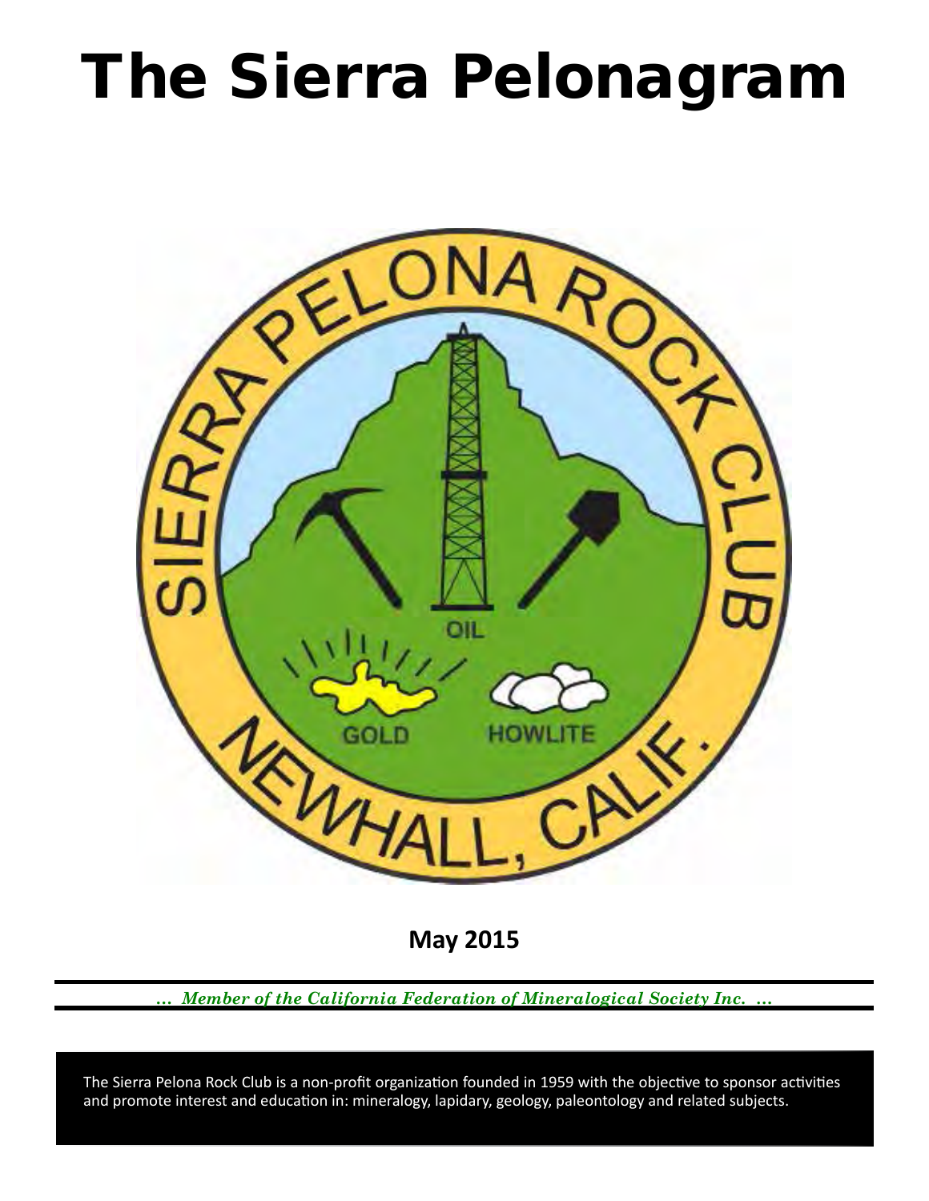# The Sierra Pelonagram

**May 2015**

*... Member of the California Federation of Mineralogical Society Inc. ...*

The Sierra Pelona Rock Club is a non-profit organization founded in 1959 with the objective to sponsor activities and promote interest and education in: mineralogy, lapidary, geology, paleontology and related subjects.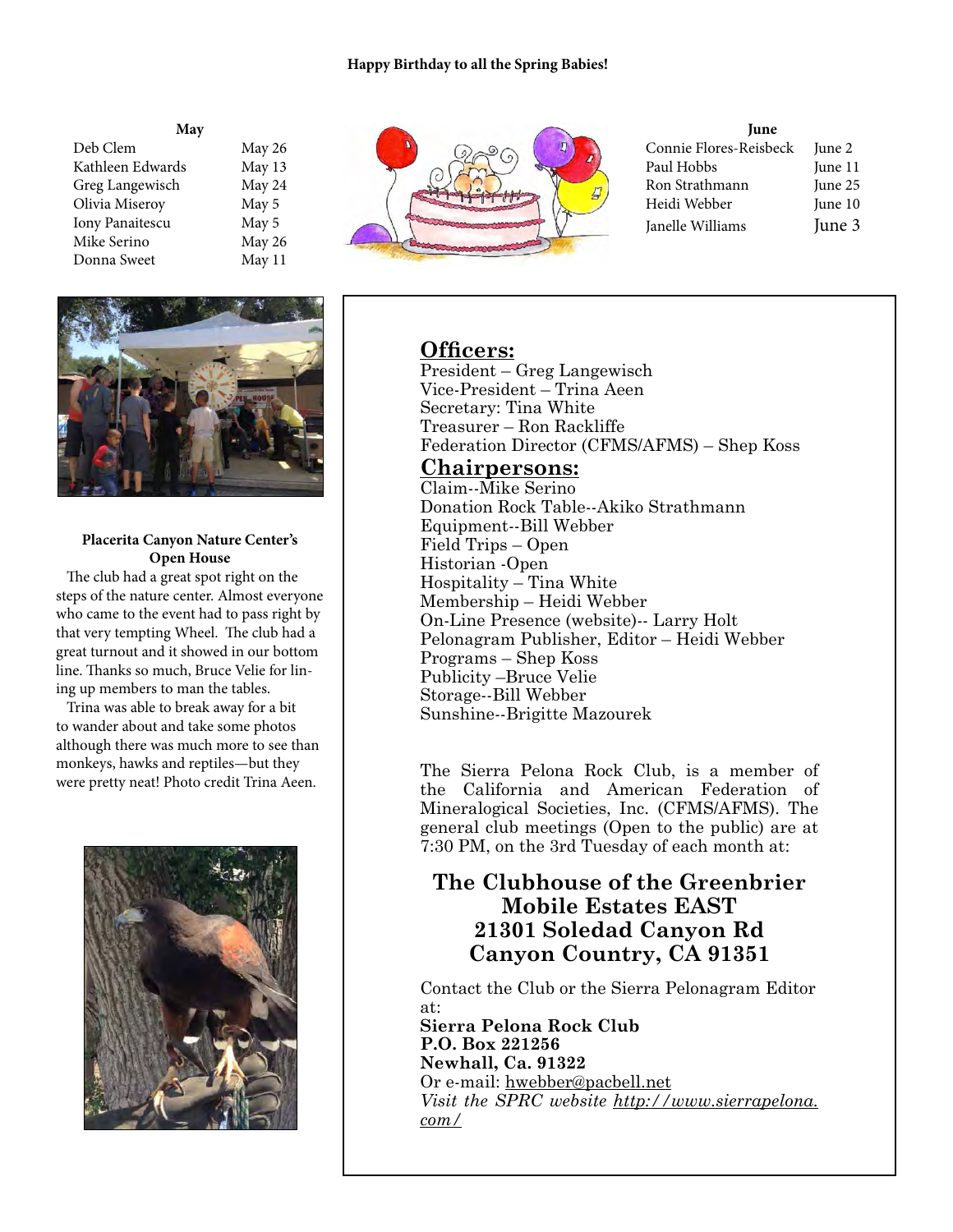**Happy Birthday to all the Spring Babies!**

| May | |
|---|---|
| Deb Clem | May 26 |
| Kathleen Edwards | May 13 |
| Greg Langewisch | May 24 |
| Olivia Miseroy | May 5 |
| Iony Panaitescu | May 5 |
| Mike Serino | May 26 |
| Donna Sweet | May 11 |

| June | |
|---|---|
| Connie Flores-Reisbeck | June 2 |
| Paul Hobbs | June 11 |
| Ron Strathmann | June 25 |
| Heidi Webber | June 10 |
| Janelle Williams | June 3 |

**Placerita Canyon Nature Center's Open House**

The club had a great spot right on the steps of the nature center. Almost everyone who came to the event had to pass right by that very tempting Wheel. The club had a great turnout and it showed in our bottom line. Thanks so much, Bruce Velie for lining up members to man the tables.

Trina was able to break away for a bit to wander about and take some photos although there was much more to see than monkeys, hawks and reptiles—but they were pretty neat! Photo credit Trina Aeen.

## Officers:

President – Greg Langewisch
Vice-President – Trina Aeen
Secretary: Tina White
Treasurer – Ron Rackliffe
Federation Director (CFMS/AFMS) – Shep Koss

## Chairpersons:

Claim--Mike Serino
Donation Rock Table--Akiko Strathmann
Equipment--Bill Webber
Field Trips – Open
Historian -Open
Hospitality – Tina White
Membership – Heidi Webber
On-Line Presence (website)-- Larry Holt
Pelonagram Publisher, Editor – Heidi Webber
Programs – Shep Koss
Publicity –Bruce Velie
Storage--Bill Webber
Sunshine--Brigitte Mazourek

The Sierra Pelona Rock Club, is a member of the California and American Federation of Mineralogical Societies, Inc. (CFMS/AFMS). The general club meetings (Open to the public) are at 7:30 PM, on the 3rd Tuesday of each month at:

**The Clubhouse of the Greenbrier Mobile Estates EAST**
**21301 Soledad Canyon Rd**
**Canyon Country, CA 91351**

Contact the Club or the Sierra Pelonagram Editor at:
**Sierra Pelona Rock Club**
**P.O. Box 221256**
**Newhall, Ca. 91322**
Or e-mail: hwebber@pacbell.net
*Visit the SPRC website http://www.sierrapelona.com/*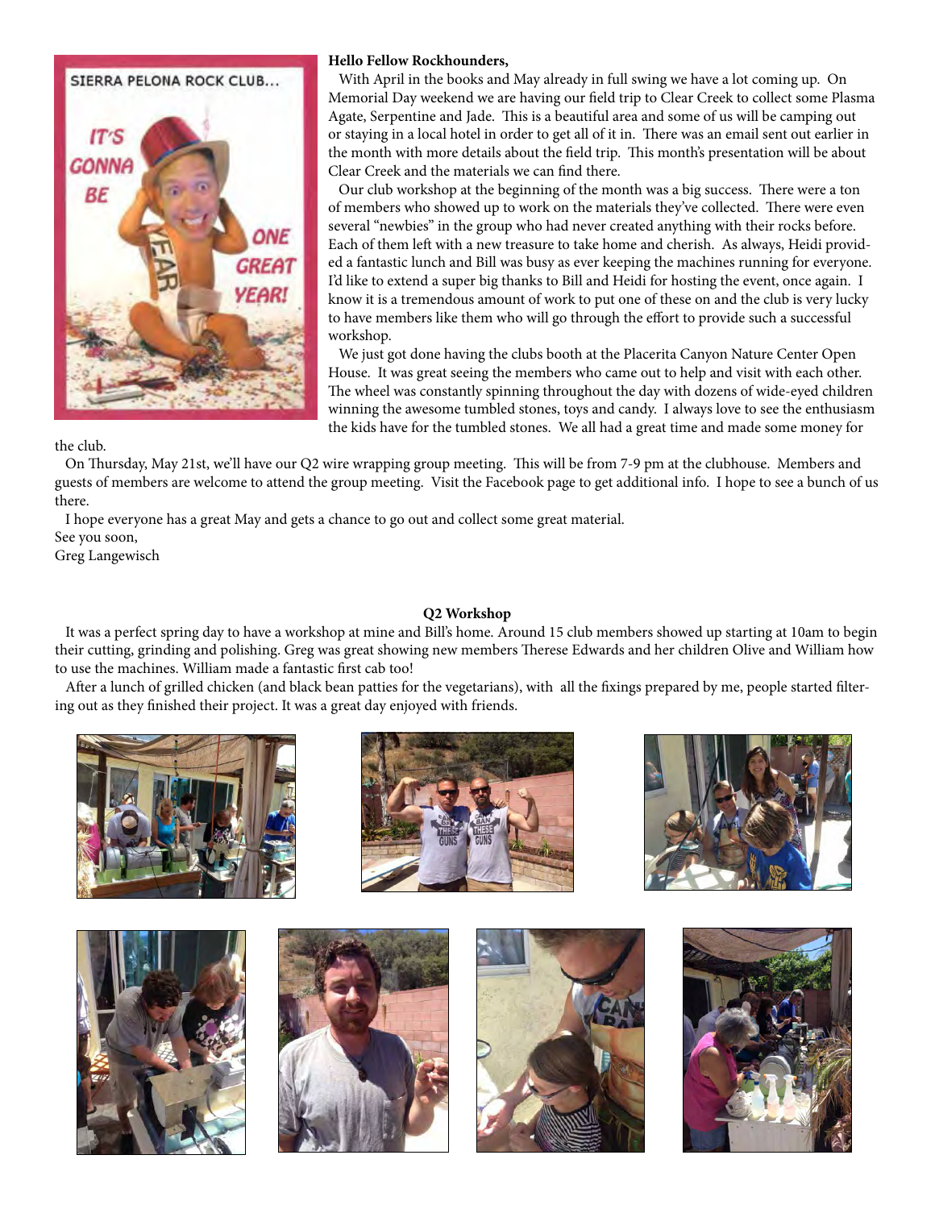**Hello Fellow Rockhounders,**

With April in the books and May already in full swing we have a lot coming up. On Memorial Day weekend we are having our field trip to Clear Creek to collect some Plasma Agate, Serpentine and Jade. This is a beautiful area and some of us will be camping out or staying in a local hotel in order to get all of it in. There was an email sent out earlier in the month with more details about the field trip. This month's presentation will be about Clear Creek and the materials we can find there.

Our club workshop at the beginning of the month was a big success. There were a ton of members who showed up to work on the materials they've collected. There were even several "newbies" in the group who had never created anything with their rocks before. Each of them left with a new treasure to take home and cherish. As always, Heidi provided a fantastic lunch and Bill was busy as ever keeping the machines running for everyone. I'd like to extend a super big thanks to Bill and Heidi for hosting the event, once again. I know it is a tremendous amount of work to put one of these on and the club is very lucky to have members like them who will go through the effort to provide such a successful workshop.

We just got done having the clubs booth at the Placerita Canyon Nature Center Open House. It was great seeing the members who came out to help and visit with each other. The wheel was constantly spinning throughout the day with dozens of wide-eyed children winning the awesome tumbled stones, toys and candy. I always love to see the enthusiasm the kids have for the tumbled stones. We all had a great time and made some money for the club.

On Thursday, May 21st, we'll have our Q2 wire wrapping group meeting. This will be from 7-9 pm at the clubhouse. Members and guests of members are welcome to attend the group meeting. Visit the Facebook page to get additional info. I hope to see a bunch of us there.

I hope everyone has a great May and gets a chance to go out and collect some great material.

See you soon,
Greg Langewisch

**Q2 Workshop**

It was a perfect spring day to have a workshop at mine and Bill's home. Around 15 club members showed up starting at 10am to begin their cutting, grinding and polishing. Greg was great showing new members Therese Edwards and her children Olive and William how to use the machines. William made a fantastic first cab too!

After a lunch of grilled chicken (and black bean patties for the vegetarians), with all the fixings prepared by me, people started filtering out as they finished their project. It was a great day enjoyed with friends.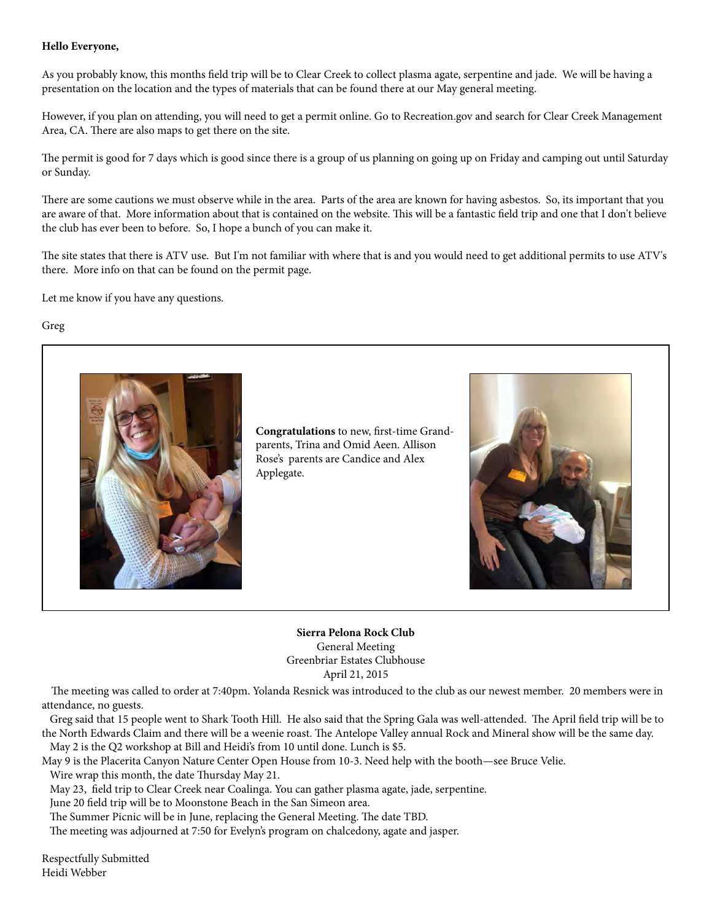**Hello Everyone,**

As you probably know, this months field trip will be to Clear Creek to collect plasma agate, serpentine and jade. We will be having a presentation on the location and the types of materials that can be found there at our May general meeting.

However, if you plan on attending, you will need to get a permit online. Go to Recreation.gov and search for Clear Creek Management Area, CA. There are also maps to get there on the site.

The permit is good for 7 days which is good since there is a group of us planning on going up on Friday and camping out until Saturday or Sunday.

There are some cautions we must observe while in the area. Parts of the area are known for having asbestos. So, its important that you are aware of that. More information about that is contained on the website. This will be a fantastic field trip and one that I don't believe the club has ever been to before. So, I hope a bunch of you can make it.

The site states that there is ATV use. But I'm not familiar with where that is and you would need to get additional permits to use ATV's there. More info on that can be found on the permit page.

Let me know if you have any questions.

Greg

**Congratulations** to new, first-time Grand-parents, Trina and Omid Aeen. Allison Rose's parents are Candice and Alex Applegate.

**Sierra Pelona Rock Club**
General Meeting
Greenbriar Estates Clubhouse
April 21, 2015

The meeting was called to order at 7:40pm. Yolanda Resnick was introduced to the club as our newest member. 20 members were in attendance, no guests.

Greg said that 15 people went to Shark Tooth Hill. He also said that the Spring Gala was well-attended. The April field trip will be to the North Edwards Claim and there will be a weenie roast. The Antelope Valley annual Rock and Mineral show will be the same day.

May 2 is the Q2 workshop at Bill and Heidi's from 10 until done. Lunch is $5.

May 9 is the Placerita Canyon Nature Center Open House from 10-3. Need help with the booth—see Bruce Velie.

Wire wrap this month, the date Thursday May 21.

May 23, field trip to Clear Creek near Coalinga. You can gather plasma agate, jade, serpentine.

June 20 field trip will be to Moonstone Beach in the San Simeon area.

The Summer Picnic will be in June, replacing the General Meeting. The date TBD.

The meeting was adjourned at 7:50 for Evelyn's program on chalcedony, agate and jasper.

Respectfully Submitted
Heidi Webber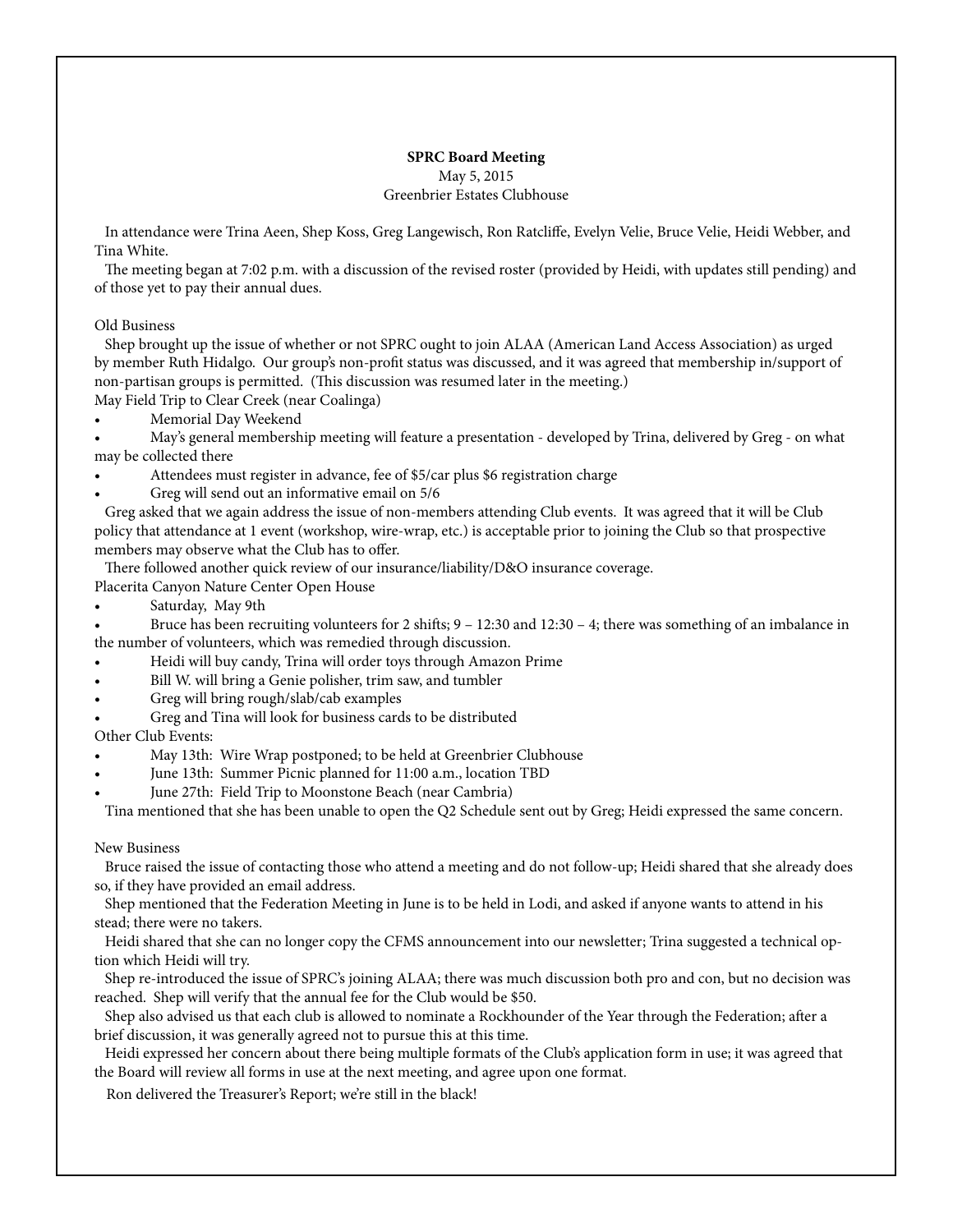**SPRC Board Meeting**

May 5, 2015

Greenbrier Estates Clubhouse

In attendance were Trina Aeen, Shep Koss, Greg Langewisch, Ron Ratcliffe, Evelyn Velie, Bruce Velie, Heidi Webber, and Tina White.

The meeting began at 7:02 p.m. with a discussion of the revised roster (provided by Heidi, with updates still pending) and of those yet to pay their annual dues.

Old Business

Shep brought up the issue of whether or not SPRC ought to join ALAA (American Land Access Association) as urged by member Ruth Hidalgo. Our group's non-profit status was discussed, and it was agreed that membership in/support of non-partisan groups is permitted. (This discussion was resumed later in the meeting.)

May Field Trip to Clear Creek (near Coalinga)

- Memorial Day Weekend
- May's general membership meeting will feature a presentation - developed by Trina, delivered by Greg - on what may be collected there
- Attendees must register in advance, fee of $5/car plus $6 registration charge
- Greg will send out an informative email on 5/6

Greg asked that we again address the issue of non-members attending Club events. It was agreed that it will be Club policy that attendance at 1 event (workshop, wire-wrap, etc.) is acceptable prior to joining the Club so that prospective members may observe what the Club has to offer.

There followed another quick review of our insurance/liability/D&O insurance coverage.

Placerita Canyon Nature Center Open House

- Saturday, May 9th
- Bruce has been recruiting volunteers for 2 shifts; 9 – 12:30 and 12:30 – 4; there was something of an imbalance in the number of volunteers, which was remedied through discussion.
- Heidi will buy candy, Trina will order toys through Amazon Prime
- Bill W. will bring a Genie polisher, trim saw, and tumbler
- Greg will bring rough/slab/cab examples
- Greg and Tina will look for business cards to be distributed

Other Club Events:

- May 13th: Wire Wrap postponed; to be held at Greenbrier Clubhouse
- June 13th: Summer Picnic planned for 11:00 a.m., location TBD
- June 27th: Field Trip to Moonstone Beach (near Cambria)

Tina mentioned that she has been unable to open the Q2 Schedule sent out by Greg; Heidi expressed the same concern.

New Business

Bruce raised the issue of contacting those who attend a meeting and do not follow-up; Heidi shared that she already does so, if they have provided an email address.

Shep mentioned that the Federation Meeting in June is to be held in Lodi, and asked if anyone wants to attend in his stead; there were no takers.

Heidi shared that she can no longer copy the CFMS announcement into our newsletter; Trina suggested a technical option which Heidi will try.

Shep re-introduced the issue of SPRC's joining ALAA; there was much discussion both pro and con, but no decision was reached. Shep will verify that the annual fee for the Club would be $50.

Shep also advised us that each club is allowed to nominate a Rockhounder of the Year through the Federation; after a brief discussion, it was generally agreed not to pursue this at this time.

Heidi expressed her concern about there being multiple formats of the Club's application form in use; it was agreed that the Board will review all forms in use at the next meeting, and agree upon one format.

Ron delivered the Treasurer's Report; we're still in the black!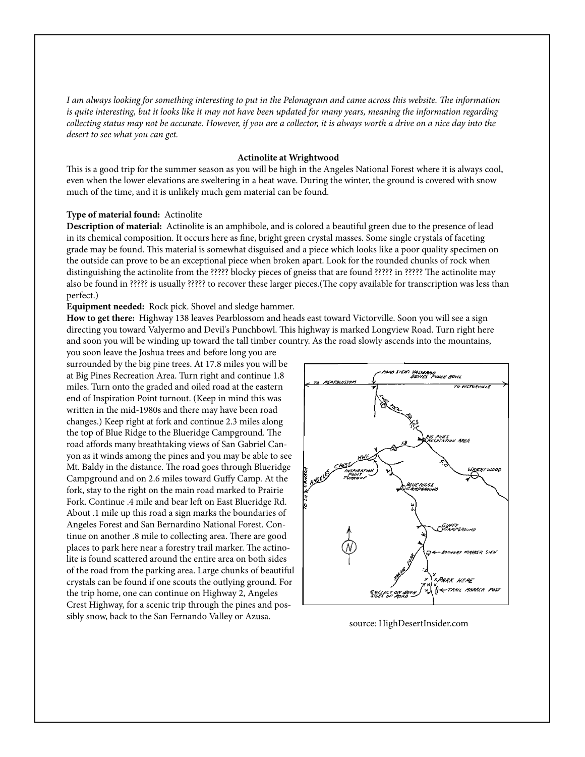*I am always looking for something interesting to put in the Pelonagram and came across this website. The information is quite interesting, but it looks like it may not have been updated for many years, meaning the information regarding collecting status may not be accurate. However, if you are a collector, it is always worth a drive on a nice day into the desert to see what you can get.*

**Actinolite at Wrightwood**

This is a good trip for the summer season as you will be high in the Angeles National Forest where it is always cool, even when the lower elevations are sweltering in a heat wave. During the winter, the ground is covered with snow much of the time, and it is unlikely much gem material can be found.

**Type of material found:** Actinolite

**Description of material:** Actinolite is an amphibole, and is colored a beautiful green due to the presence of lead in its chemical composition. It occurs here as fine, bright green crystal masses. Some single crystals of faceting grade may be found. This material is somewhat disguised and a piece which looks like a poor quality specimen on the outside can prove to be an exceptional piece when broken apart. Look for the rounded chunks of rock when distinguishing the actinolite from the ????? blocky pieces of gneiss that are found ????? in ????? The actinolite may also be found in ????? is usually ????? to recover these larger pieces.(The copy available for transcription was less than perfect.)

**Equipment needed:** Rock pick. Shovel and sledge hammer.

**How to get there:** Highway 138 leaves Pearblossom and heads east toward Victorville. Soon you will see a sign directing you toward Valyermo and Devil's Punchbowl. This highway is marked Longview Road. Turn right here and soon you will be winding up toward the tall timber country. As the road slowly ascends into the mountains, you soon leave the Joshua trees and before long you are surrounded by the big pine trees. At 17.8 miles you will be at Big Pines Recreation Area. Turn right and continue 1.8 miles. Turn onto the graded and oiled road at the eastern end of Inspiration Point turnout. (Keep in mind this was written in the mid-1980s and there may have been road changes.) Keep right at fork and continue 2.3 miles along the top of Blue Ridge to the Blueridge Campground. The road affords many breathtaking views of San Gabriel Canyon as it winds among the pines and you may be able to see Mt. Baldy in the distance. The road goes through Blueridge Campground and on 2.6 miles toward Guffy Camp. At the fork, stay to the right on the main road marked to Prairie Fork. Continue .4 mile and bear left on East Blueridge Rd. About .1 mile up this road a sign marks the boundaries of Angeles Forest and San Bernardino National Forest. Continue on another .8 mile to collecting area. There are good places to park here near a forestry trail marker. The actinolite is found scattered around the entire area on both sides of the road from the parking area. Large chunks of beautiful crystals can be found if one scouts the outlying ground. For the trip home, one can continue on Highway 2, Angeles Crest Highway, for a scenic trip through the pines and possibly snow, back to the San Fernando Valley or Azusa.

ROAD SIGN: VALYERMO DEVIL'S PUNCH BOWL
TO PEARBLOSSOM
TO VICTORVILLE
LONG VIEW RD
17.8
BIG PINES RECREATION AREA
1.8
WRIGHTWOOD
5.0
ANGELES CREST HWY.
INSPIRATION POINT TURNOUT
2.3
BLUERIDGE CAMPGROUND
2.6
GUFFY CAMPGROUND
.4
BOUNDARY MARKER SIGN
PRAIRIE FORK
.8
PARK HERE
TRAIL MARKER POST
COLLECT ON BOTH SIDES OF ROAD
TO LA CANADA
N

source: HighDesertInsider.com